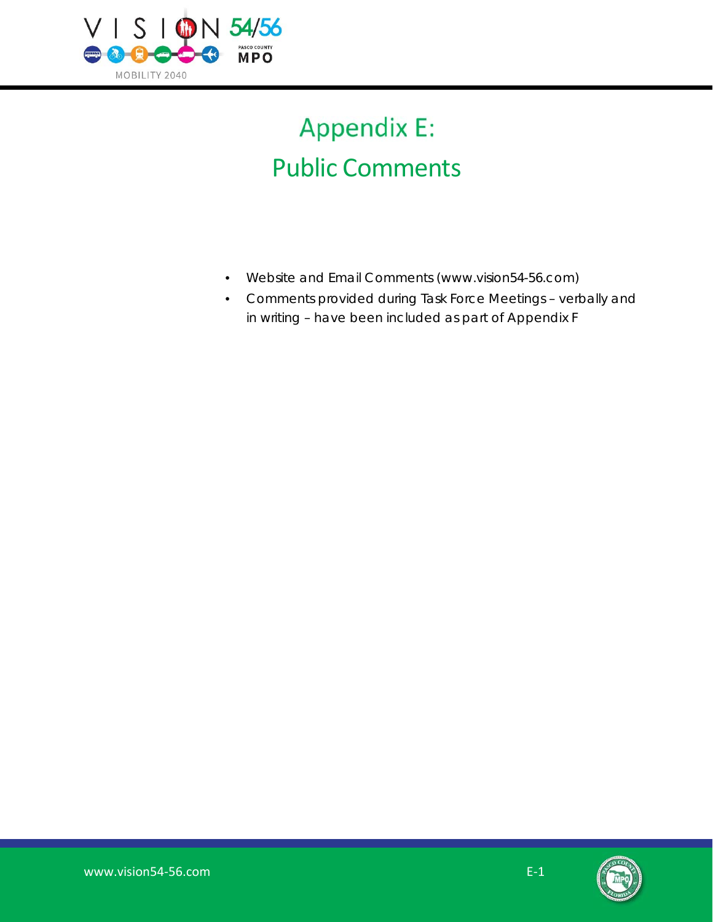# Appendix E:
# Public Comments

- Website and Email Comments (www.vision54-56.com)
- Comments provided during Task Force Meetings – verbally and in writing – have been included as part of Appendix F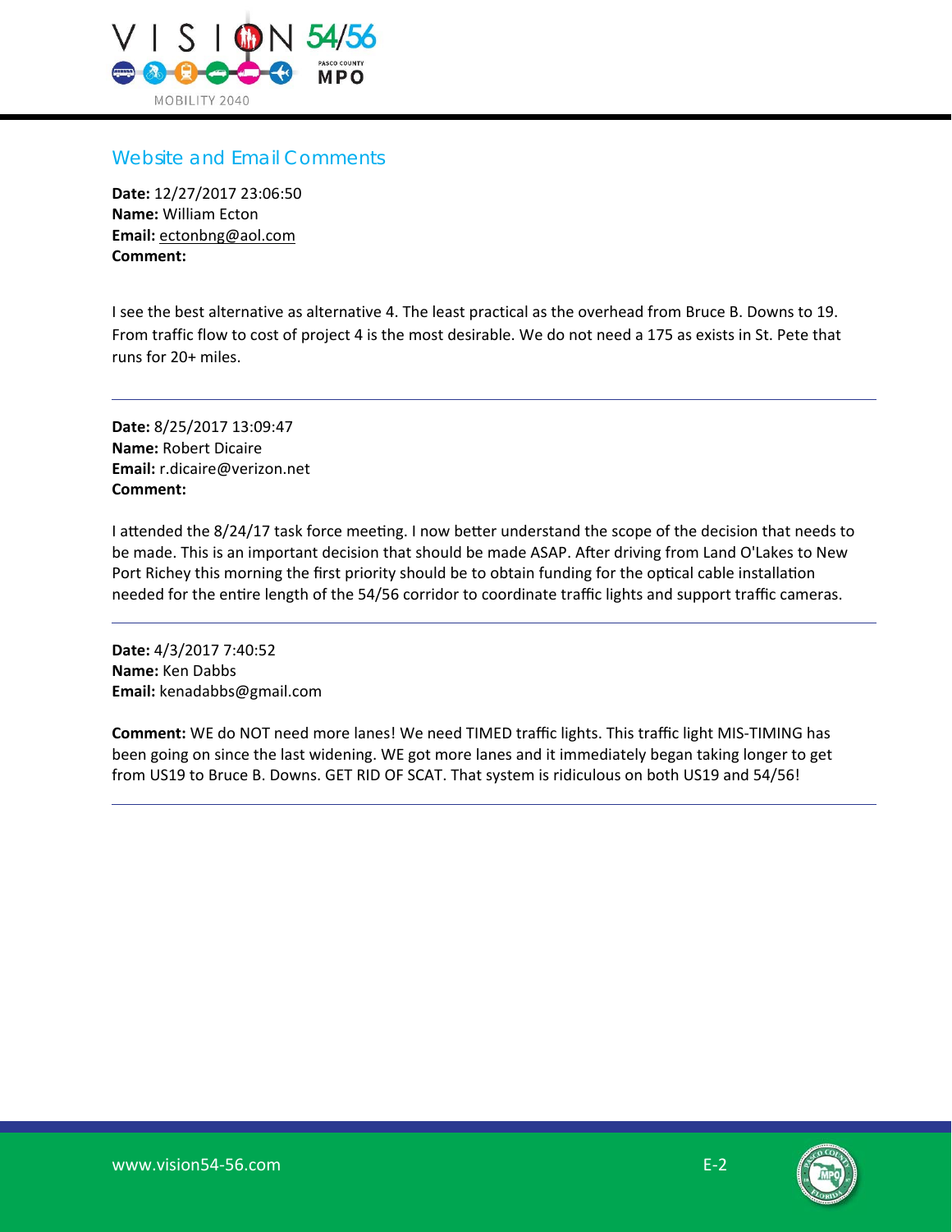## Website and Email Comments

**Date:** 12/27/2017 23:06:50
**Name:** William Ecton
**Email:** ectonbng@aol.com
**Comment:**

I see the best alternative as alternative 4. The least practical as the overhead from Bruce B. Downs to 19. From traffic flow to cost of project 4 is the most desirable. We do not need a 175 as exists in St. Pete that runs for 20+ miles.

---

**Date:** 8/25/2017 13:09:47
**Name:** Robert Dicaire
**Email:** r.dicaire@verizon.net
**Comment:**

I attended the 8/24/17 task force meeting. I now better understand the scope of the decision that needs to be made. This is an important decision that should be made ASAP. After driving from Land O'Lakes to New Port Richey this morning the first priority should be to obtain funding for the optical cable installation needed for the entire length of the 54/56 corridor to coordinate traffic lights and support traffic cameras.

---

**Date:** 4/3/2017 7:40:52
**Name:** Ken Dabbs
**Email:** kenadabbs@gmail.com

**Comment:** WE do NOT need more lanes! We need TIMED traffic lights. This traffic light MIS-TIMING has been going on since the last widening. WE got more lanes and it immediately began taking longer to get from US19 to Bruce B. Downs. GET RID OF SCAT. That system is ridiculous on both US19 and 54/56!

---